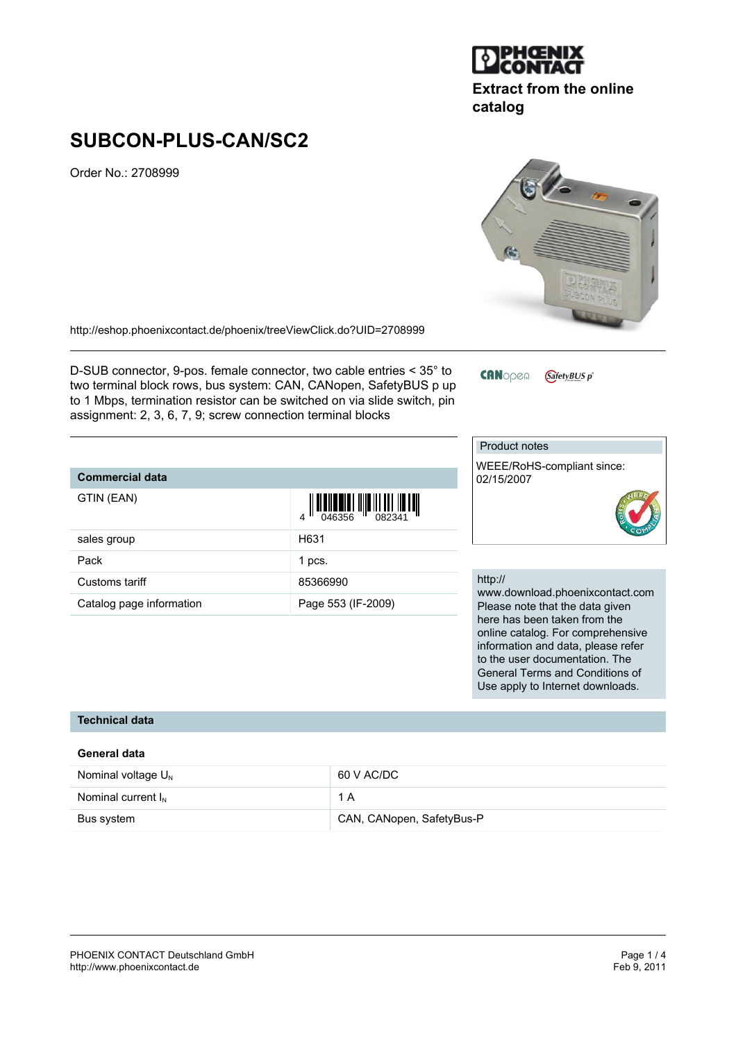Extract from the online catalog

# SUBCON-PLUS-CAN/SC2

Order No.: 2708999

http://eshop.phoenixcontact.de/phoenix/treeViewClick.do?UID=2708999

D-SUB connector, 9-pos. female connector, two cable entries < 35° to two terminal block rows, bus system: CAN, CANopen, SafetyBUS p up to 1 Mbps, termination resistor can be switched on via slide switch, pin assignment: 2, 3, 6, 7, 9; screw connection terminal blocks

| Commercial data | |
|---|---|
| GTIN (EAN) | 4 046356 082341 |
| sales group | H631 |
| Pack | 1 pcs. |
| Customs tariff | 85366990 |
| Catalog page information | Page 553 (IF-2009) |

Product notes

WEEE/RoHS-compliant since: 02/15/2007

http://www.download.phoenixcontact.com Please note that the data given here has been taken from the online catalog. For comprehensive information and data, please refer to the user documentation. The General Terms and Conditions of Use apply to Internet downloads.

## Technical data

### General data

| | |
|---|---|
| Nominal voltage $U_N$ | 60 V AC/DC |
| Nominal current $I_N$ | 1 A |
| Bus system | CAN, CANopen, SafetyBus-P |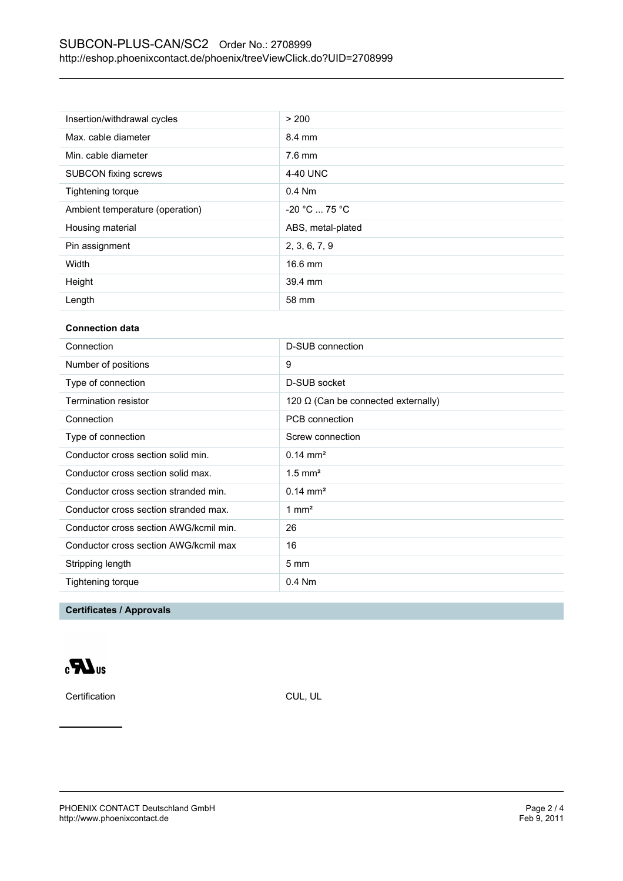| | |
|---|---|
| Insertion/withdrawal cycles | > 200 |
| Max. cable diameter | 8.4 mm |
| Min. cable diameter | 7.6 mm |
| SUBCON fixing screws | 4-40 UNC |
| Tightening torque | 0.4 Nm |
| Ambient temperature (operation) | -20 °C ... 75 °C |
| Housing material | ABS, metal-plated |
| Pin assignment | 2, 3, 6, 7, 9 |
| Width | 16.6 mm |
| Height | 39.4 mm |
| Length | 58 mm |

**Connection data**

| | |
|---|---|
| Connection | D-SUB connection |
| Number of positions | 9 |
| Type of connection | D-SUB socket |
| Termination resistor | 120 Ω (Can be connected externally) |
| Connection | PCB connection |
| Type of connection | Screw connection |
| Conductor cross section solid min. | 0.14 mm² |
| Conductor cross section solid max. | 1.5 mm² |
| Conductor cross section stranded min. | 0.14 mm² |
| Conductor cross section stranded max. | 1 mm² |
| Conductor cross section AWG/kcmil min. | 26 |
| Conductor cross section AWG/kcmil max | 16 |
| Stripping length | 5 mm |
| Tightening torque | 0.4 Nm |

## Certificates / Approvals

c UL us

Certification CUL, UL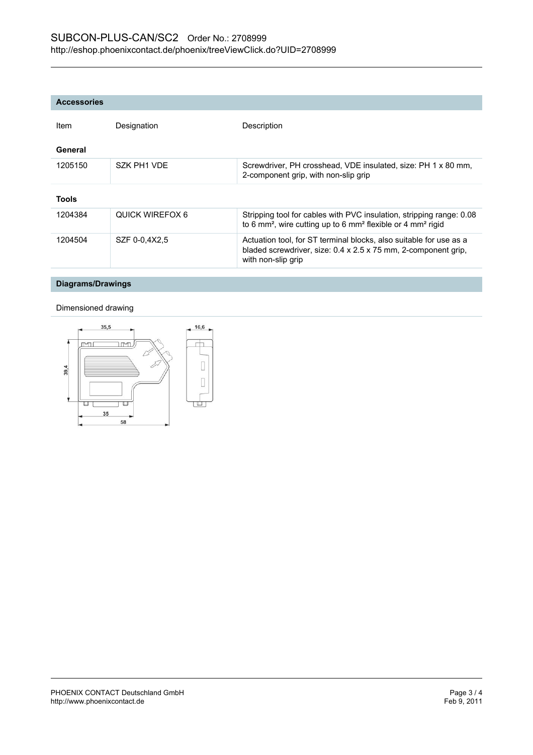## Accessories

| Item | Designation | Description |
| --- | --- | --- |
| **General** | | |
| 1205150 | SZK PH1 VDE | Screwdriver, PH crosshead, VDE insulated, size: PH 1 x 80 mm, 2-component grip, with non-slip grip |
| **Tools** | | |
| 1204384 | QUICK WIREFOX 6 | Stripping tool for cables with PVC insulation, stripping range: 0.08 to 6 mm², wire cutting up to 6 mm² flexible or 4 mm² rigid |
| 1204504 | SZF 0-0,4X2,5 | Actuation tool, for ST terminal blocks, also suitable for use as a bladed screwdriver, size: 0.4 x 2.5 x 75 mm, 2-component grip, with non-slip grip |

## Diagrams/Drawings

Dimensioned drawing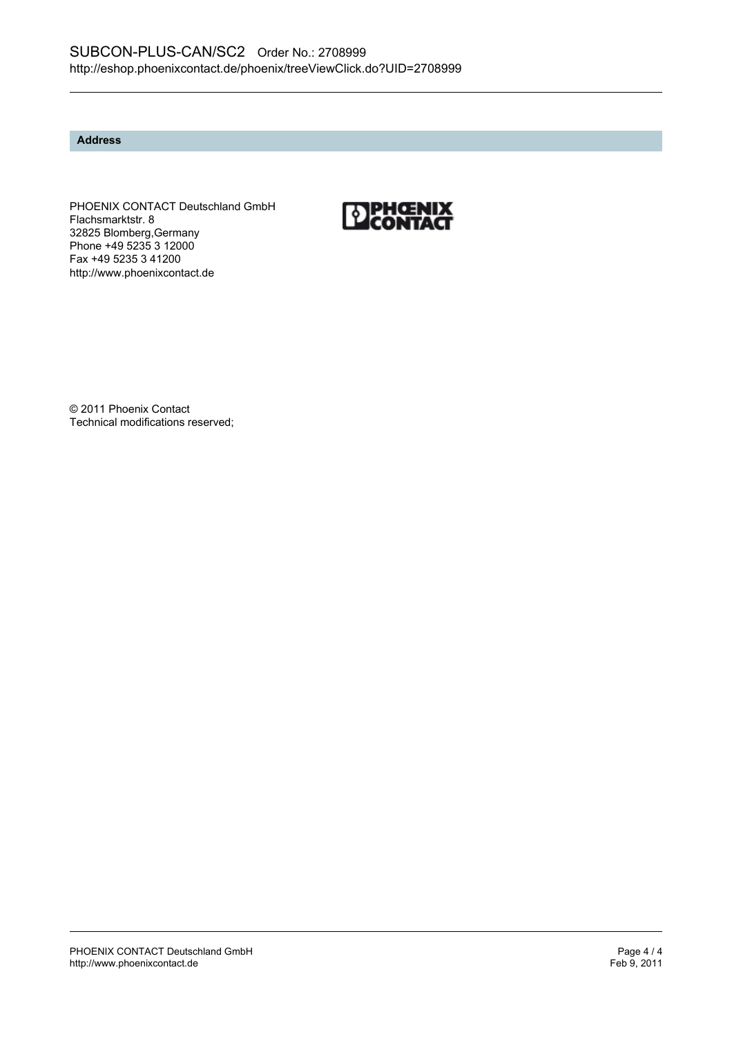## Address

PHOENIX CONTACT Deutschland GmbH
Flachsmarktstr. 8
32825 Blomberg,Germany
Phone +49 5235 3 12000
Fax +49 5235 3 41200
http://www.phoenixcontact.de

© 2011 Phoenix Contact
Technical modifications reserved;